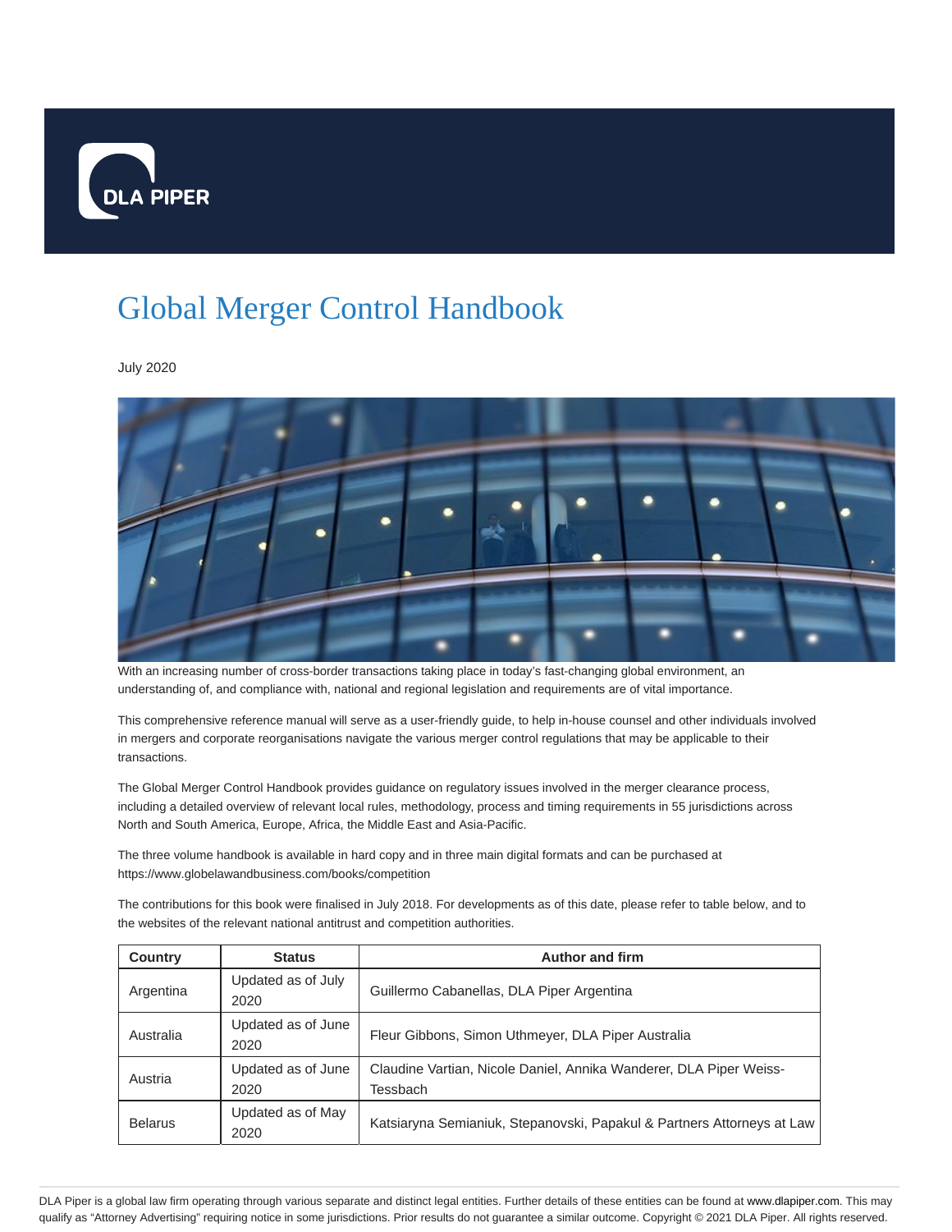DLA PIPER

# Global Merger Control Handbook

July 2020

With an increasing number of cross-border transactions taking place in today's fast-changing global environment, an understanding of, and compliance with, national and regional legislation and requirements are of vital importance.

This comprehensive reference manual will serve as a user-friendly guide, to help in-house counsel and other individuals involved in mergers and corporate reorganisations navigate the various merger control regulations that may be applicable to their transactions.

The Global Merger Control Handbook provides guidance on regulatory issues involved in the merger clearance process, including a detailed overview of relevant local rules, methodology, process and timing requirements in 55 jurisdictions across North and South America, Europe, Africa, the Middle East and Asia-Pacific.

The three volume handbook is available in hard copy and in three main digital formats and can be purchased at https://www.globelawandbusiness.com/books/competition

The contributions for this book were finalised in July 2018. For developments as of this date, please refer to table below, and to the websites of the relevant national antitrust and competition authorities.

| Country | Status | Author and firm |
|---|---|---|
| Argentina | Updated as of July 2020 | Guillermo Cabanellas, DLA Piper Argentina |
| Australia | Updated as of June 2020 | Fleur Gibbons, Simon Uthmeyer, DLA Piper Australia |
| Austria | Updated as of June 2020 | Claudine Vartian, Nicole Daniel, Annika Wanderer, DLA Piper Weiss-Tessbach |
| Belarus | Updated as of May 2020 | Katsiaryna Semianiuk, Stepanovski, Papakul & Partners Attorneys at Law |

DLA Piper is a global law firm operating through various separate and distinct legal entities. Further details of these entities can be found at www.dlapiper.com. This may qualify as "Attorney Advertising" requiring notice in some jurisdictions. Prior results do not guarantee a similar outcome. Copyright © 2021 DLA Piper. All rights reserved.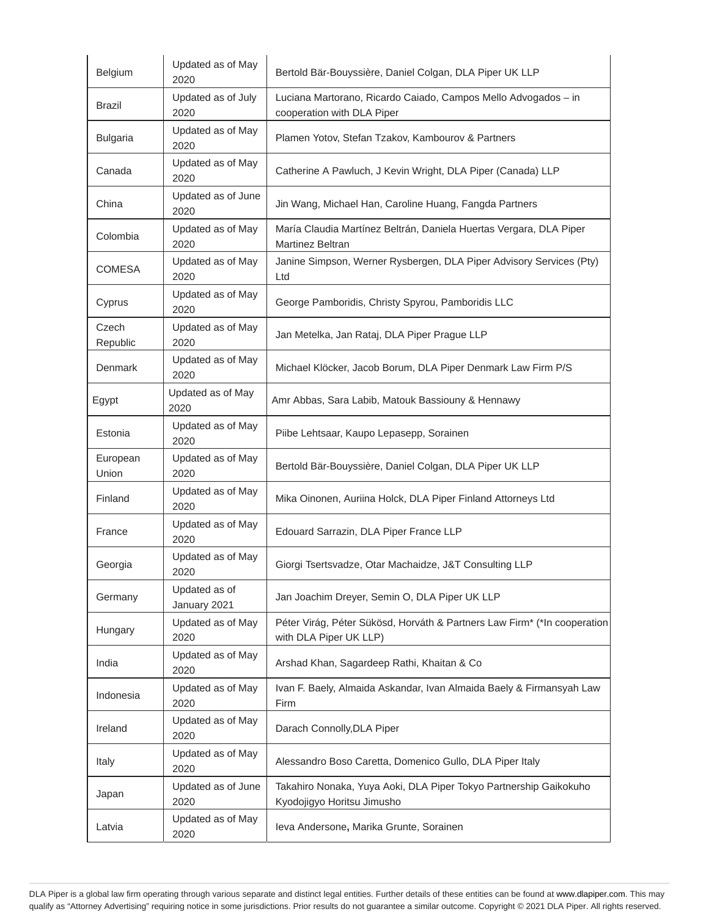| | | |
|---|---|---|
| Belgium | Updated as of May 2020 | Bertold Bär-Bouyssière, Daniel Colgan, DLA Piper UK LLP |
| Brazil | Updated as of July 2020 | Luciana Martorano, Ricardo Caiado, Campos Mello Advogados – in cooperation with DLA Piper |
| Bulgaria | Updated as of May 2020 | Plamen Yotov, Stefan Tzakov, Kambourov & Partners |
| Canada | Updated as of May 2020 | Catherine A Pawluch, J Kevin Wright, DLA Piper (Canada) LLP |
| China | Updated as of June 2020 | Jin Wang, Michael Han, Caroline Huang, Fangda Partners |
| Colombia | Updated as of May 2020 | María Claudia Martínez Beltrán, Daniela Huertas Vergara, DLA Piper Martinez Beltran |
| COMESA | Updated as of May 2020 | Janine Simpson, Werner Rysbergen, DLA Piper Advisory Services (Pty) Ltd |
| Cyprus | Updated as of May 2020 | George Pamboridis, Christy Spyrou, Pamboridis LLC |
| Czech Republic | Updated as of May 2020 | Jan Metelka, Jan Rataj, DLA Piper Prague LLP |
| Denmark | Updated as of May 2020 | Michael Klöcker, Jacob Borum, DLA Piper Denmark Law Firm P/S |
| Egypt | Updated as of May 2020 | Amr Abbas, Sara Labib, Matouk Bassiouny & Hennawy |
| Estonia | Updated as of May 2020 | Piibe Lehtsaar, Kaupo Lepasepp, Sorainen |
| European Union | Updated as of May 2020 | Bertold Bär-Bouyssière, Daniel Colgan, DLA Piper UK LLP |
| Finland | Updated as of May 2020 | Mika Oinonen, Auriina Holck, DLA Piper Finland Attorneys Ltd |
| France | Updated as of May 2020 | Edouard Sarrazin, DLA Piper France LLP |
| Georgia | Updated as of May 2020 | Giorgi Tsertsvadze, Otar Machaidze, J&T Consulting LLP |
| Germany | Updated as of January 2021 | Jan Joachim Dreyer, Semin O, DLA Piper UK LLP |
| Hungary | Updated as of May 2020 | Péter Virág, Péter Sükösd, Horváth & Partners Law Firm* (*In cooperation with DLA Piper UK LLP) |
| India | Updated as of May 2020 | Arshad Khan, Sagardeep Rathi, Khaitan & Co |
| Indonesia | Updated as of May 2020 | Ivan F. Baely, Almaida Askandar, Ivan Almaida Baely & Firmansyah Law Firm |
| Ireland | Updated as of May 2020 | Darach Connolly,DLA Piper |
| Italy | Updated as of May 2020 | Alessandro Boso Caretta, Domenico Gullo, DLA Piper Italy |
| Japan | Updated as of June 2020 | Takahiro Nonaka, Yuya Aoki, DLA Piper Tokyo Partnership Gaikokuho Kyodojigyo Horitsu Jimusho |
| Latvia | Updated as of May 2020 | Ieva Andersone**,** Marika Grunte, Sorainen |

DLA Piper is a global law firm operating through various separate and distinct legal entities. Further details of these entities can be found at www.dlapiper.com. This may qualify as "Attorney Advertising" requiring notice in some jurisdictions. Prior results do not guarantee a similar outcome. Copyright © 2021 DLA Piper. All rights reserved.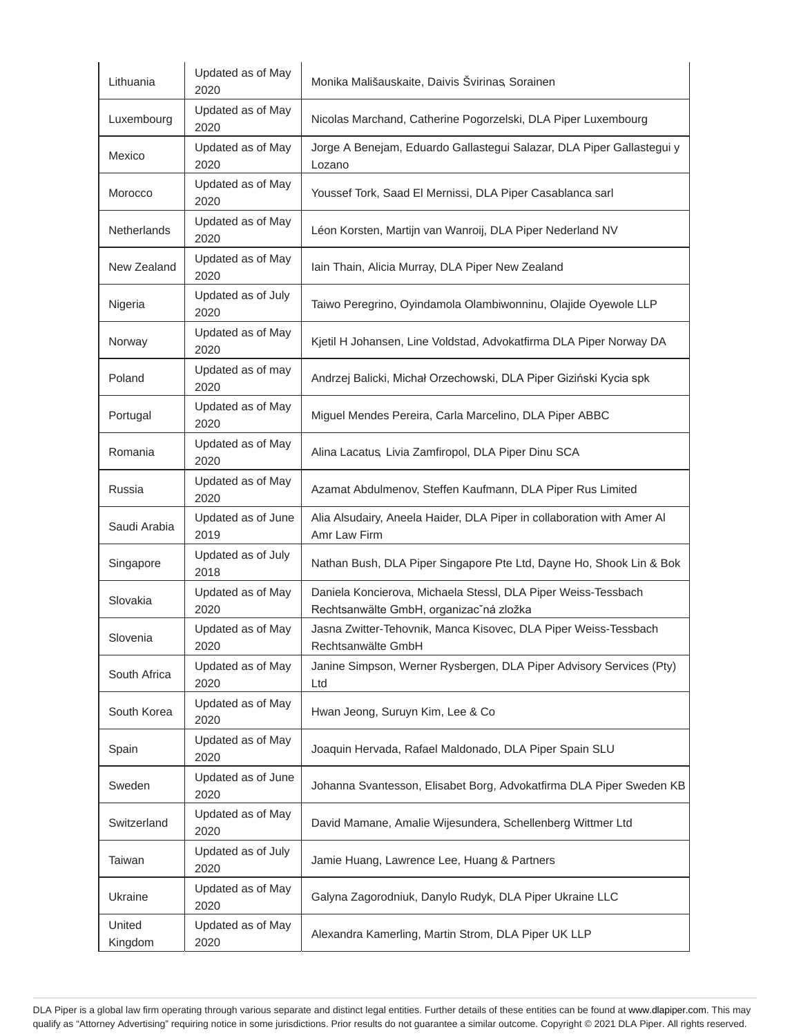| Lithuania | Updated as of May 2020 | Monika Mališauskaite, Daivis Švirinas, Sorainen |
|---|---|---|
| Luxembourg | Updated as of May 2020 | Nicolas Marchand, Catherine Pogorzelski, DLA Piper Luxembourg |
| Mexico | Updated as of May 2020 | Jorge A Benejam, Eduardo Gallastegui Salazar, DLA Piper Gallastegui y Lozano |
| Morocco | Updated as of May 2020 | Youssef Tork, Saad El Mernissi, DLA Piper Casablanca sarl |
| Netherlands | Updated as of May 2020 | Léon Korsten, Martijn van Wanroij, DLA Piper Nederland NV |
| New Zealand | Updated as of May 2020 | Iain Thain, Alicia Murray, DLA Piper New Zealand |
| Nigeria | Updated as of July 2020 | Taiwo Peregrino, Oyindamola Olambiwonninu, Olajide Oyewole LLP |
| Norway | Updated as of May 2020 | Kjetil H Johansen, Line Voldstad, Advokatfirma DLA Piper Norway DA |
| Poland | Updated as of may 2020 | Andrzej Balicki, Michał Orzechowski, DLA Piper Giziński Kycia spk |
| Portugal | Updated as of May 2020 | Miguel Mendes Pereira, Carla Marcelino, DLA Piper ABBC |
| Romania | Updated as of May 2020 | Alina Lacatus, Livia Zamfiropol, DLA Piper Dinu SCA |
| Russia | Updated as of May 2020 | Azamat Abdulmenov, Steffen Kaufmann, DLA Piper Rus Limited |
| Saudi Arabia | Updated as of June 2019 | Alia Alsudairy, Aneela Haider, DLA Piper in collaboration with Amer Al Amr Law Firm |
| Singapore | Updated as of July 2018 | Nathan Bush, DLA Piper Singapore Pte Ltd, Dayne Ho, Shook Lin & Bok |
| Slovakia | Updated as of May 2020 | Daniela Koncierova, Michaela Stessl, DLA Piper Weiss-Tessbach Rechtsanwälte GmbH, organizačná zložka |
| Slovenia | Updated as of May 2020 | Jasna Zwitter-Tehovnik, Manca Kisovec, DLA Piper Weiss-Tessbach Rechtsanwälte GmbH |
| South Africa | Updated as of May 2020 | Janine Simpson, Werner Rysbergen, DLA Piper Advisory Services (Pty) Ltd |
| South Korea | Updated as of May 2020 | Hwan Jeong, Suruyn Kim, Lee & Co |
| Spain | Updated as of May 2020 | Joaquin Hervada, Rafael Maldonado, DLA Piper Spain SLU |
| Sweden | Updated as of June 2020 | Johanna Svantesson, Elisabet Borg, Advokatfirma DLA Piper Sweden KB |
| Switzerland | Updated as of May 2020 | David Mamane, Amalie Wijesundera, Schellenberg Wittmer Ltd |
| Taiwan | Updated as of July 2020 | Jamie Huang, Lawrence Lee, Huang & Partners |
| Ukraine | Updated as of May 2020 | Galyna Zagorodniuk, Danylo Rudyk, DLA Piper Ukraine LLC |
| United Kingdom | Updated as of May 2020 | Alexandra Kamerling, Martin Strom, DLA Piper UK LLP |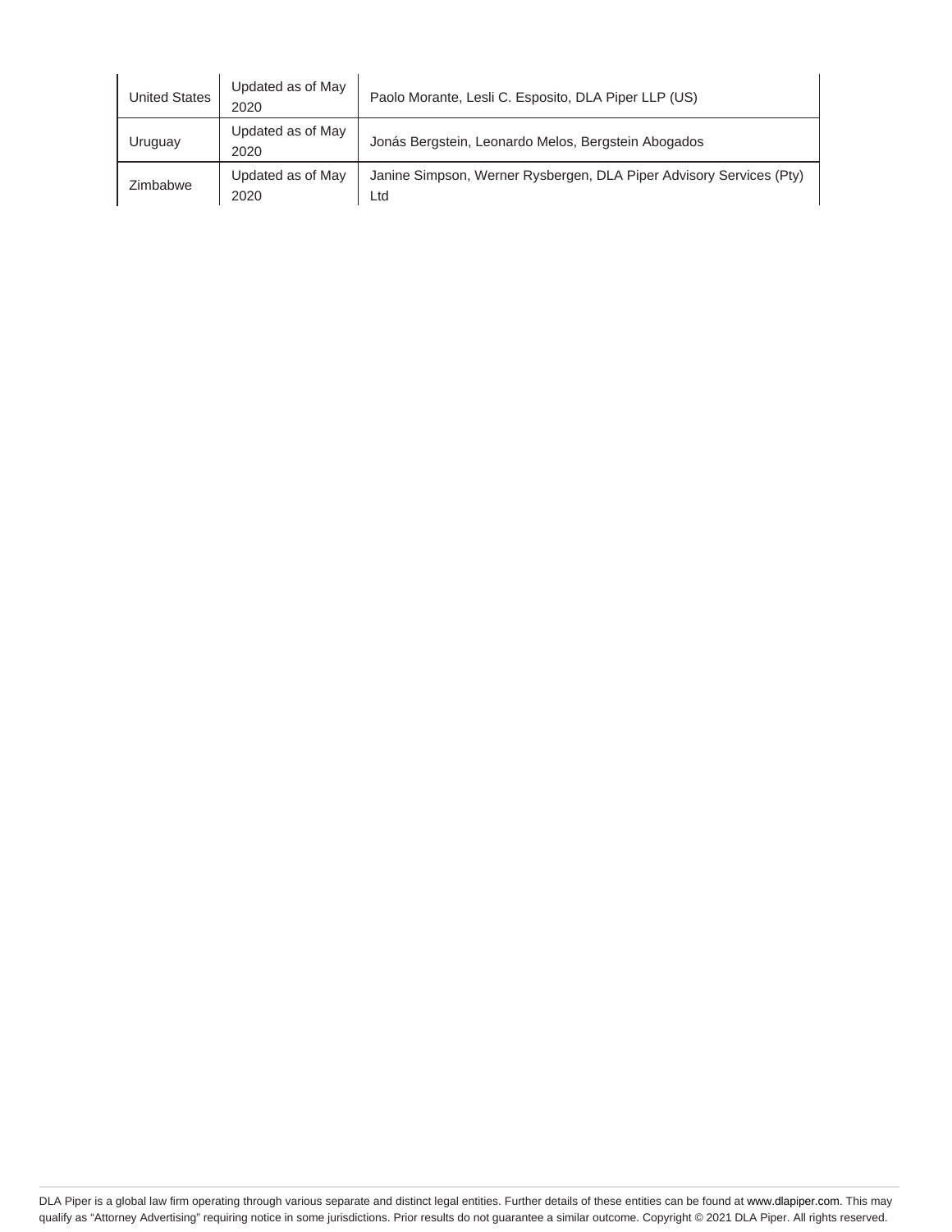| | | |
|---|---|---|
| United States | Updated as of May 2020 | Paolo Morante, Lesli C. Esposito, DLA Piper LLP (US) |
| Uruguay | Updated as of May 2020 | Jonás Bergstein, Leonardo Melos, Bergstein Abogados |
| Zimbabwe | Updated as of May 2020 | Janine Simpson, Werner Rysbergen, DLA Piper Advisory Services (Pty) Ltd |

DLA Piper is a global law firm operating through various separate and distinct legal entities. Further details of these entities can be found at www.dlapiper.com. This may qualify as "Attorney Advertising" requiring notice in some jurisdictions. Prior results do not guarantee a similar outcome. Copyright © 2021 DLA Piper. All rights reserved.